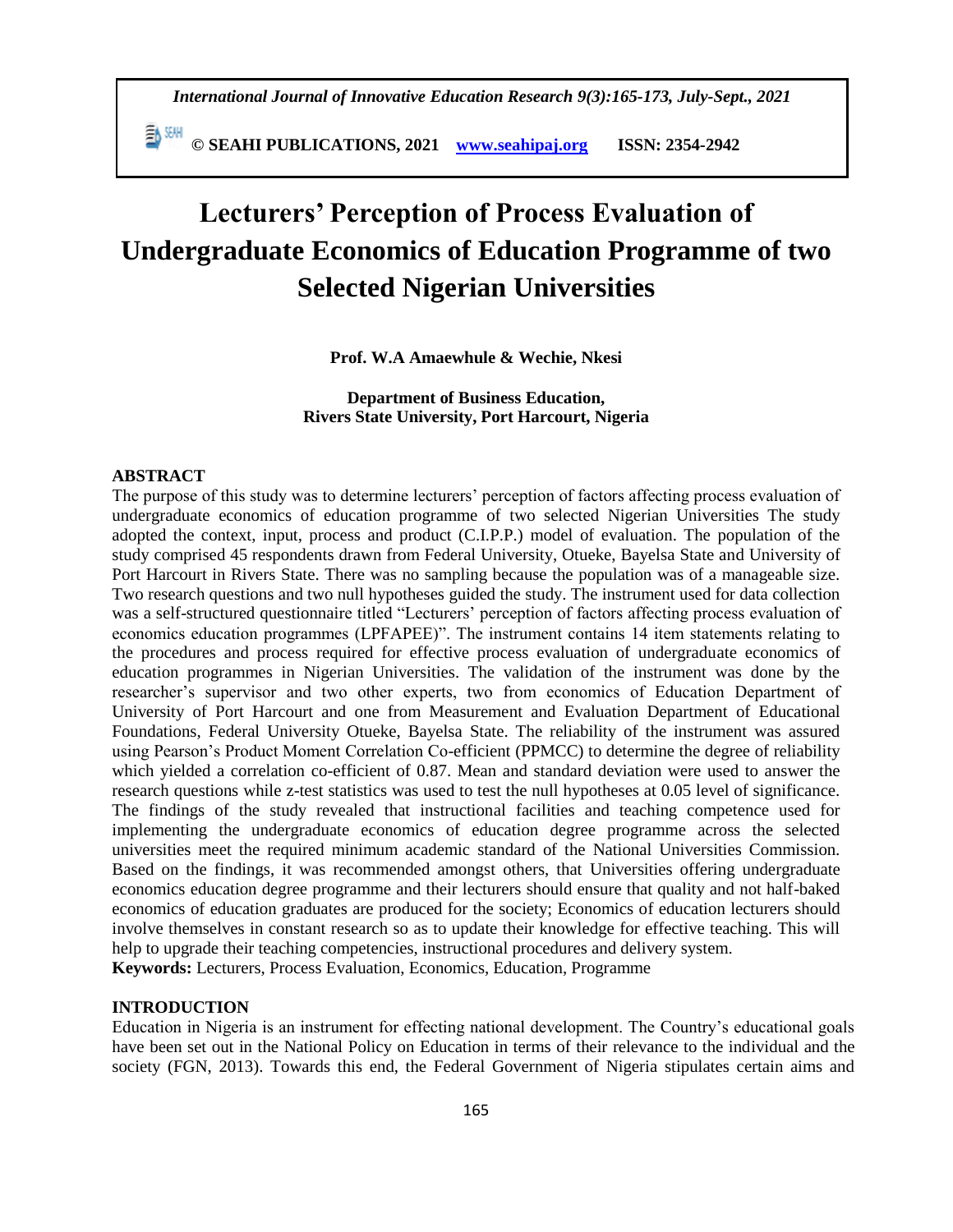# Lecturers' Perception of Process Evaluation of Undergraduate Economics of Education Programme of two Selected Nigerian Universities

**Prof. W.A Amaewhule & Wechie, Nkesi**

**Department of Business Education,**
**Rivers State University, Port Harcourt, Nigeria**

## ABSTRACT

The purpose of this study was to determine lecturers' perception of factors affecting process evaluation of undergraduate economics of education programme of two selected Nigerian Universities The study adopted the context, input, process and product (C.I.P.P.) model of evaluation. The population of the study comprised 45 respondents drawn from Federal University, Otueke, Bayelsa State and University of Port Harcourt in Rivers State. There was no sampling because the population was of a manageable size. Two research questions and two null hypotheses guided the study. The instrument used for data collection was a self-structured questionnaire titled "Lecturers' perception of factors affecting process evaluation of economics education programmes (LPFAPEE)". The instrument contains 14 item statements relating to the procedures and process required for effective process evaluation of undergraduate economics of education programmes in Nigerian Universities. The validation of the instrument was done by the researcher's supervisor and two other experts, two from economics of Education Department of University of Port Harcourt and one from Measurement and Evaluation Department of Educational Foundations, Federal University Otueke, Bayelsa State. The reliability of the instrument was assured using Pearson's Product Moment Correlation Co-efficient (PPMCC) to determine the degree of reliability which yielded a correlation co-efficient of 0.87. Mean and standard deviation were used to answer the research questions while z-test statistics was used to test the null hypotheses at 0.05 level of significance. The findings of the study revealed that instructional facilities and teaching competence used for implementing the undergraduate economics of education degree programme across the selected universities meet the required minimum academic standard of the National Universities Commission. Based on the findings, it was recommended amongst others, that Universities offering undergraduate economics education degree programme and their lecturers should ensure that quality and not half-baked economics of education graduates are produced for the society; Economics of education lecturers should involve themselves in constant research so as to update their knowledge for effective teaching. This will help to upgrade their teaching competencies, instructional procedures and delivery system.

**Keywords:** Lecturers, Process Evaluation, Economics, Education, Programme

## INTRODUCTION

Education in Nigeria is an instrument for effecting national development. The Country's educational goals have been set out in the National Policy on Education in terms of their relevance to the individual and the society (FGN, 2013). Towards this end, the Federal Government of Nigeria stipulates certain aims and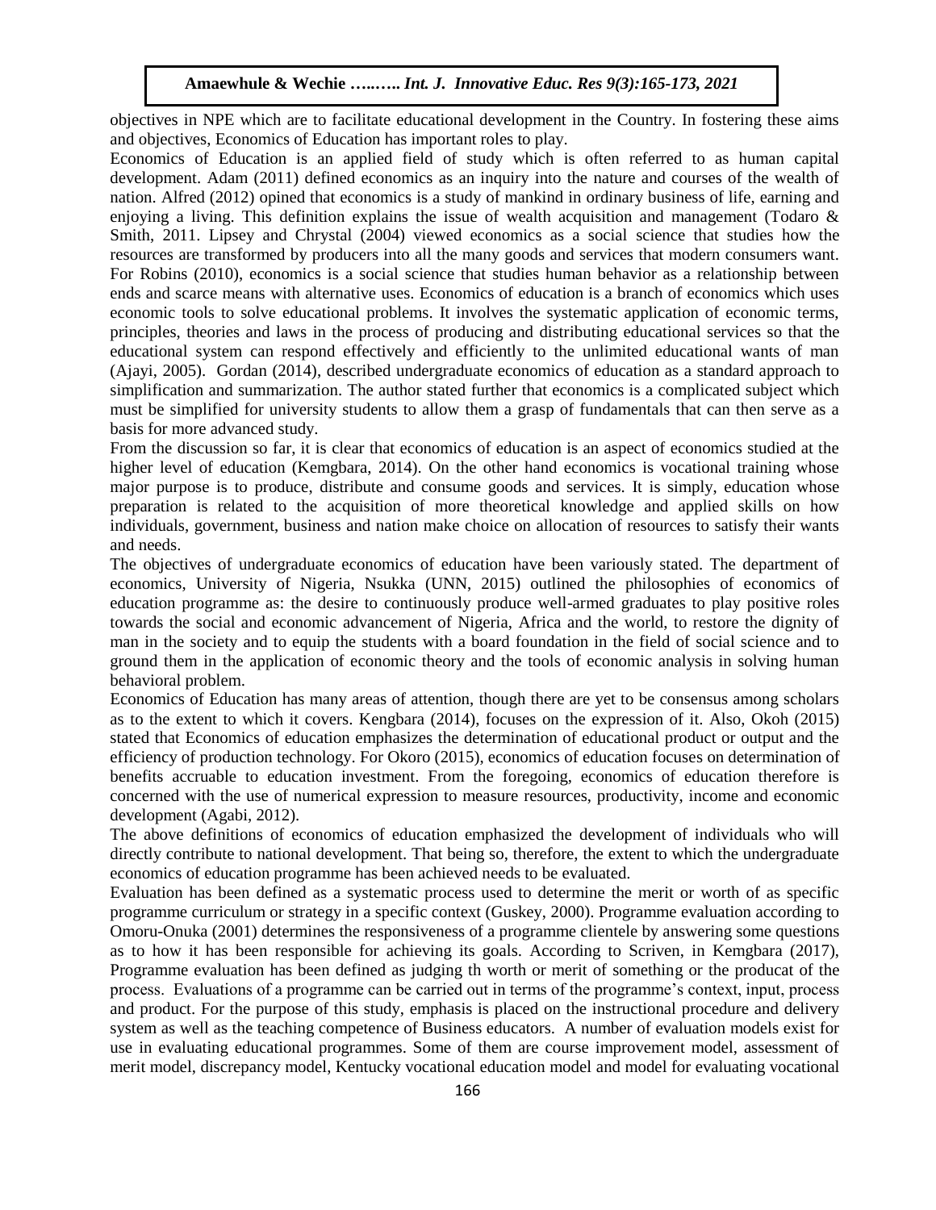objectives in NPE which are to facilitate educational development in the Country. In fostering these aims and objectives, Economics of Education has important roles to play.

Economics of Education is an applied field of study which is often referred to as human capital development. Adam (2011) defined economics as an inquiry into the nature and courses of the wealth of nation. Alfred (2012) opined that economics is a study of mankind in ordinary business of life, earning and enjoying a living. This definition explains the issue of wealth acquisition and management (Todaro & Smith, 2011. Lipsey and Chrystal (2004) viewed economics as a social science that studies how the resources are transformed by producers into all the many goods and services that modern consumers want. For Robins (2010), economics is a social science that studies human behavior as a relationship between ends and scarce means with alternative uses. Economics of education is a branch of economics which uses economic tools to solve educational problems. It involves the systematic application of economic terms, principles, theories and laws in the process of producing and distributing educational services so that the educational system can respond effectively and efficiently to the unlimited educational wants of man (Ajayi, 2005). Gordan (2014), described undergraduate economics of education as a standard approach to simplification and summarization. The author stated further that economics is a complicated subject which must be simplified for university students to allow them a grasp of fundamentals that can then serve as a basis for more advanced study.

From the discussion so far, it is clear that economics of education is an aspect of economics studied at the higher level of education (Kemgbara, 2014). On the other hand economics is vocational training whose major purpose is to produce, distribute and consume goods and services. It is simply, education whose preparation is related to the acquisition of more theoretical knowledge and applied skills on how individuals, government, business and nation make choice on allocation of resources to satisfy their wants and needs.

The objectives of undergraduate economics of education have been variously stated. The department of economics, University of Nigeria, Nsukka (UNN, 2015) outlined the philosophies of economics of education programme as: the desire to continuously produce well-armed graduates to play positive roles towards the social and economic advancement of Nigeria, Africa and the world, to restore the dignity of man in the society and to equip the students with a board foundation in the field of social science and to ground them in the application of economic theory and the tools of economic analysis in solving human behavioral problem.

Economics of Education has many areas of attention, though there are yet to be consensus among scholars as to the extent to which it covers. Kengbara (2014), focuses on the expression of it. Also, Okoh (2015) stated that Economics of education emphasizes the determination of educational product or output and the efficiency of production technology. For Okoro (2015), economics of education focuses on determination of benefits accruable to education investment. From the foregoing, economics of education therefore is concerned with the use of numerical expression to measure resources, productivity, income and economic development (Agabi, 2012).

The above definitions of economics of education emphasized the development of individuals who will directly contribute to national development. That being so, therefore, the extent to which the undergraduate economics of education programme has been achieved needs to be evaluated.

Evaluation has been defined as a systematic process used to determine the merit or worth of as specific programme curriculum or strategy in a specific context (Guskey, 2000). Programme evaluation according to Omoru-Onuka (2001) determines the responsiveness of a programme clientele by answering some questions as to how it has been responsible for achieving its goals. According to Scriven, in Kemgbara (2017), Programme evaluation has been defined as judging th worth or merit of something or the producat of the process. Evaluations of a programme can be carried out in terms of the programme's context, input, process and product. For the purpose of this study, emphasis is placed on the instructional procedure and delivery system as well as the teaching competence of Business educators. A number of evaluation models exist for use in evaluating educational programmes. Some of them are course improvement model, assessment of merit model, discrepancy model, Kentucky vocational education model and model for evaluating vocational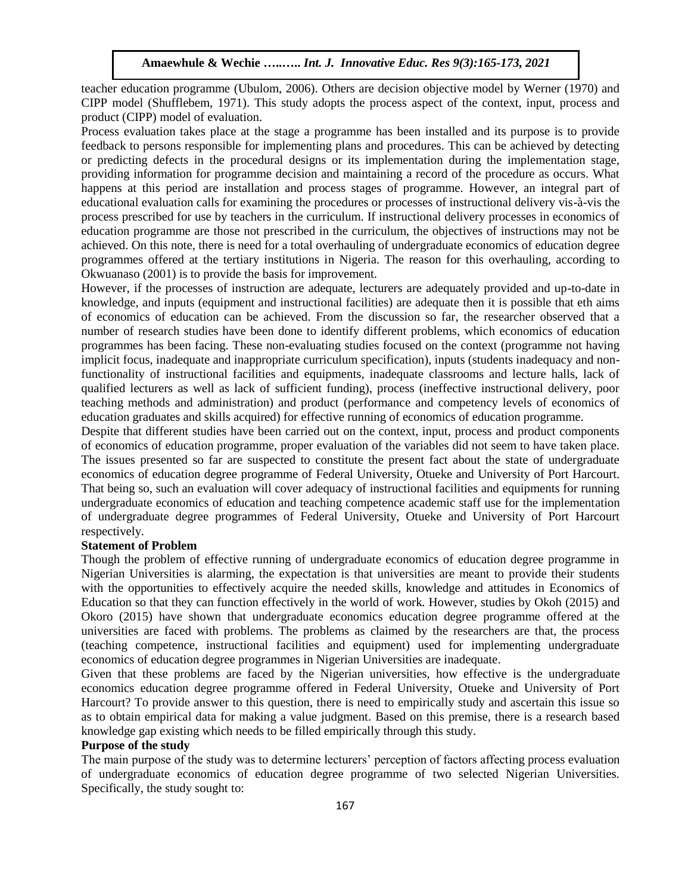teacher education programme (Ubulom, 2006). Others are decision objective model by Werner (1970) and CIPP model (Shufflebem, 1971). This study adopts the process aspect of the context, input, process and product (CIPP) model of evaluation.

Process evaluation takes place at the stage a programme has been installed and its purpose is to provide feedback to persons responsible for implementing plans and procedures. This can be achieved by detecting or predicting defects in the procedural designs or its implementation during the implementation stage, providing information for programme decision and maintaining a record of the procedure as occurs. What happens at this period are installation and process stages of programme. However, an integral part of educational evaluation calls for examining the procedures or processes of instructional delivery vis-à-vis the process prescribed for use by teachers in the curriculum. If instructional delivery processes in economics of education programme are those not prescribed in the curriculum, the objectives of instructions may not be achieved. On this note, there is need for a total overhauling of undergraduate economics of education degree programmes offered at the tertiary institutions in Nigeria. The reason for this overhauling, according to Okwuanaso (2001) is to provide the basis for improvement.

However, if the processes of instruction are adequate, lecturers are adequately provided and up-to-date in knowledge, and inputs (equipment and instructional facilities) are adequate then it is possible that eth aims of economics of education can be achieved. From the discussion so far, the researcher observed that a number of research studies have been done to identify different problems, which economics of education programmes has been facing. These non-evaluating studies focused on the context (programme not having implicit focus, inadequate and inappropriate curriculum specification), inputs (students inadequacy and non-functionality of instructional facilities and equipments, inadequate classrooms and lecture halls, lack of qualified lecturers as well as lack of sufficient funding), process (ineffective instructional delivery, poor teaching methods and administration) and product (performance and competency levels of economics of education graduates and skills acquired) for effective running of economics of education programme.

Despite that different studies have been carried out on the context, input, process and product components of economics of education programme, proper evaluation of the variables did not seem to have taken place. The issues presented so far are suspected to constitute the present fact about the state of undergraduate economics of education degree programme of Federal University, Otueke and University of Port Harcourt. That being so, such an evaluation will cover adequacy of instructional facilities and equipments for running undergraduate economics of education and teaching competence academic staff use for the implementation of undergraduate degree programmes of Federal University, Otueke and University of Port Harcourt respectively.

### Statement of Problem

Though the problem of effective running of undergraduate economics of education degree programme in Nigerian Universities is alarming, the expectation is that universities are meant to provide their students with the opportunities to effectively acquire the needed skills, knowledge and attitudes in Economics of Education so that they can function effectively in the world of work. However, studies by Okoh (2015) and Okoro (2015) have shown that undergraduate economics education degree programme offered at the universities are faced with problems. The problems as claimed by the researchers are that, the process (teaching competence, instructional facilities and equipment) used for implementing undergraduate economics of education degree programmes in Nigerian Universities are inadequate.

Given that these problems are faced by the Nigerian universities, how effective is the undergraduate economics education degree programme offered in Federal University, Otueke and University of Port Harcourt? To provide answer to this question, there is need to empirically study and ascertain this issue so as to obtain empirical data for making a value judgment. Based on this premise, there is a research based knowledge gap existing which needs to be filled empirically through this study.

### Purpose of the study

The main purpose of the study was to determine lecturers' perception of factors affecting process evaluation of undergraduate economics of education degree programme of two selected Nigerian Universities. Specifically, the study sought to: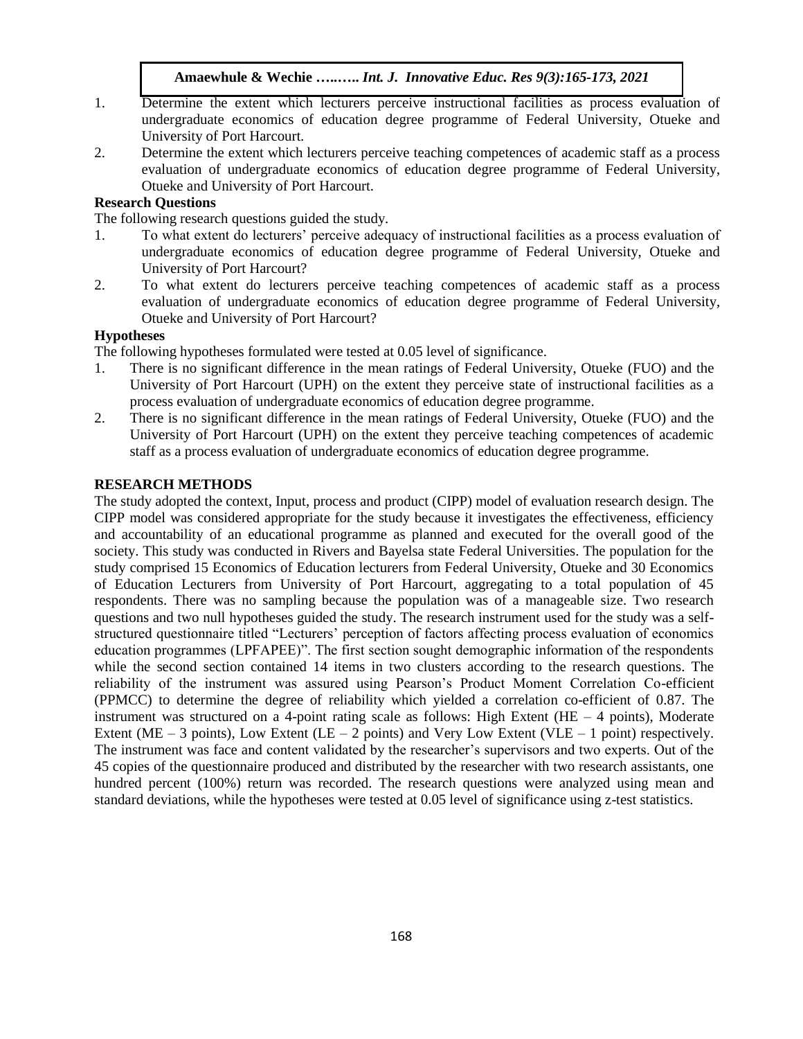1. Determine the extent which lecturers perceive instructional facilities as process evaluation of undergraduate economics of education degree programme of Federal University, Otueke and University of Port Harcourt.
2. Determine the extent which lecturers perceive teaching competences of academic staff as a process evaluation of undergraduate economics of education degree programme of Federal University, Otueke and University of Port Harcourt.

**Research Questions**

The following research questions guided the study.

1. To what extent do lecturers' perceive adequacy of instructional facilities as a process evaluation of undergraduate economics of education degree programme of Federal University, Otueke and University of Port Harcourt?
2. To what extent do lecturers perceive teaching competences of academic staff as a process evaluation of undergraduate economics of education degree programme of Federal University, Otueke and University of Port Harcourt?

**Hypotheses**

The following hypotheses formulated were tested at 0.05 level of significance.

1. There is no significant difference in the mean ratings of Federal University, Otueke (FUO) and the University of Port Harcourt (UPH) on the extent they perceive state of instructional facilities as a process evaluation of undergraduate economics of education degree programme.
2. There is no significant difference in the mean ratings of Federal University, Otueke (FUO) and the University of Port Harcourt (UPH) on the extent they perceive teaching competences of academic staff as a process evaluation of undergraduate economics of education degree programme.

## RESEARCH METHODS

The study adopted the context, Input, process and product (CIPP) model of evaluation research design. The CIPP model was considered appropriate for the study because it investigates the effectiveness, efficiency and accountability of an educational programme as planned and executed for the overall good of the society. This study was conducted in Rivers and Bayelsa state Federal Universities. The population for the study comprised 15 Economics of Education lecturers from Federal University, Otueke and 30 Economics of Education Lecturers from University of Port Harcourt, aggregating to a total population of 45 respondents. There was no sampling because the population was of a manageable size. Two research questions and two null hypotheses guided the study. The research instrument used for the study was a self-structured questionnaire titled "Lecturers' perception of factors affecting process evaluation of economics education programmes (LPFAPEE)". The first section sought demographic information of the respondents while the second section contained 14 items in two clusters according to the research questions. The reliability of the instrument was assured using Pearson's Product Moment Correlation Co-efficient (PPMCC) to determine the degree of reliability which yielded a correlation co-efficient of 0.87. The instrument was structured on a 4-point rating scale as follows: High Extent (HE – 4 points), Moderate Extent (ME – 3 points), Low Extent (LE – 2 points) and Very Low Extent (VLE – 1 point) respectively. The instrument was face and content validated by the researcher's supervisors and two experts. Out of the 45 copies of the questionnaire produced and distributed by the researcher with two research assistants, one hundred percent (100%) return was recorded. The research questions were analyzed using mean and standard deviations, while the hypotheses were tested at 0.05 level of significance using z-test statistics.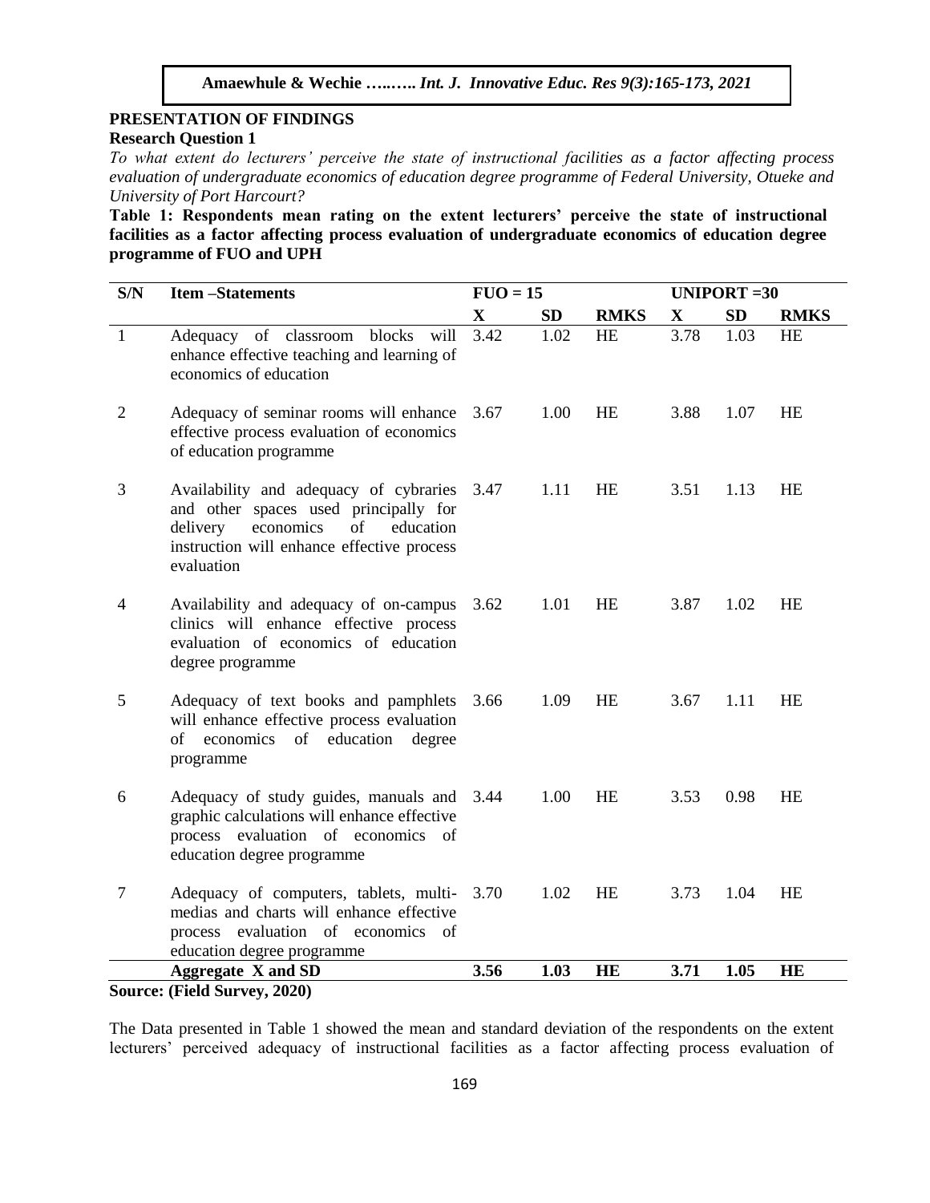## PRESENTATION OF FINDINGS

### Research Question 1

*To what extent do lecturers' perceive the state of instructional facilities as a factor affecting process evaluation of undergraduate economics of education degree programme of Federal University, Otueke and University of Port Harcourt?*

**Table 1: Respondents mean rating on the extent lecturers' perceive the state of instructional facilities as a factor affecting process evaluation of undergraduate economics of education degree programme of FUO and UPH**

| S/N | Item –Statements | FUO = 15 | | | UNIPORT =30 | | |
|---|---|---|---|---|---|---|---|
| | | X | SD | RMKS | X | SD | RMKS |
| 1 | Adequacy of classroom blocks will enhance effective teaching and learning of economics of education | 3.42 | 1.02 | HE | 3.78 | 1.03 | HE |
| 2 | Adequacy of seminar rooms will enhance effective process evaluation of economics of education programme | 3.67 | 1.00 | HE | 3.88 | 1.07 | HE |
| 3 | Availability and adequacy of cybraries and other spaces used principally for delivery economics of education instruction will enhance effective process evaluation | 3.47 | 1.11 | HE | 3.51 | 1.13 | HE |
| 4 | Availability and adequacy of on-campus clinics will enhance effective process evaluation of economics of education degree programme | 3.62 | 1.01 | HE | 3.87 | 1.02 | HE |
| 5 | Adequacy of text books and pamphlets will enhance effective process evaluation of economics of education degree programme | 3.66 | 1.09 | HE | 3.67 | 1.11 | HE |
| 6 | Adequacy of study guides, manuals and graphic calculations will enhance effective process evaluation of economics of education degree programme | 3.44 | 1.00 | HE | 3.53 | 0.98 | HE |
| 7 | Adequacy of computers, tablets, multi-medias and charts will enhance effective process evaluation of economics of education degree programme | 3.70 | 1.02 | HE | 3.73 | 1.04 | HE |
| | **Aggregate X and SD** | **3.56** | **1.03** | **HE** | **3.71** | **1.05** | **HE** |

**Source: (Field Survey, 2020)**

The Data presented in Table 1 showed the mean and standard deviation of the respondents on the extent lecturers' perceived adequacy of instructional facilities as a factor affecting process evaluation of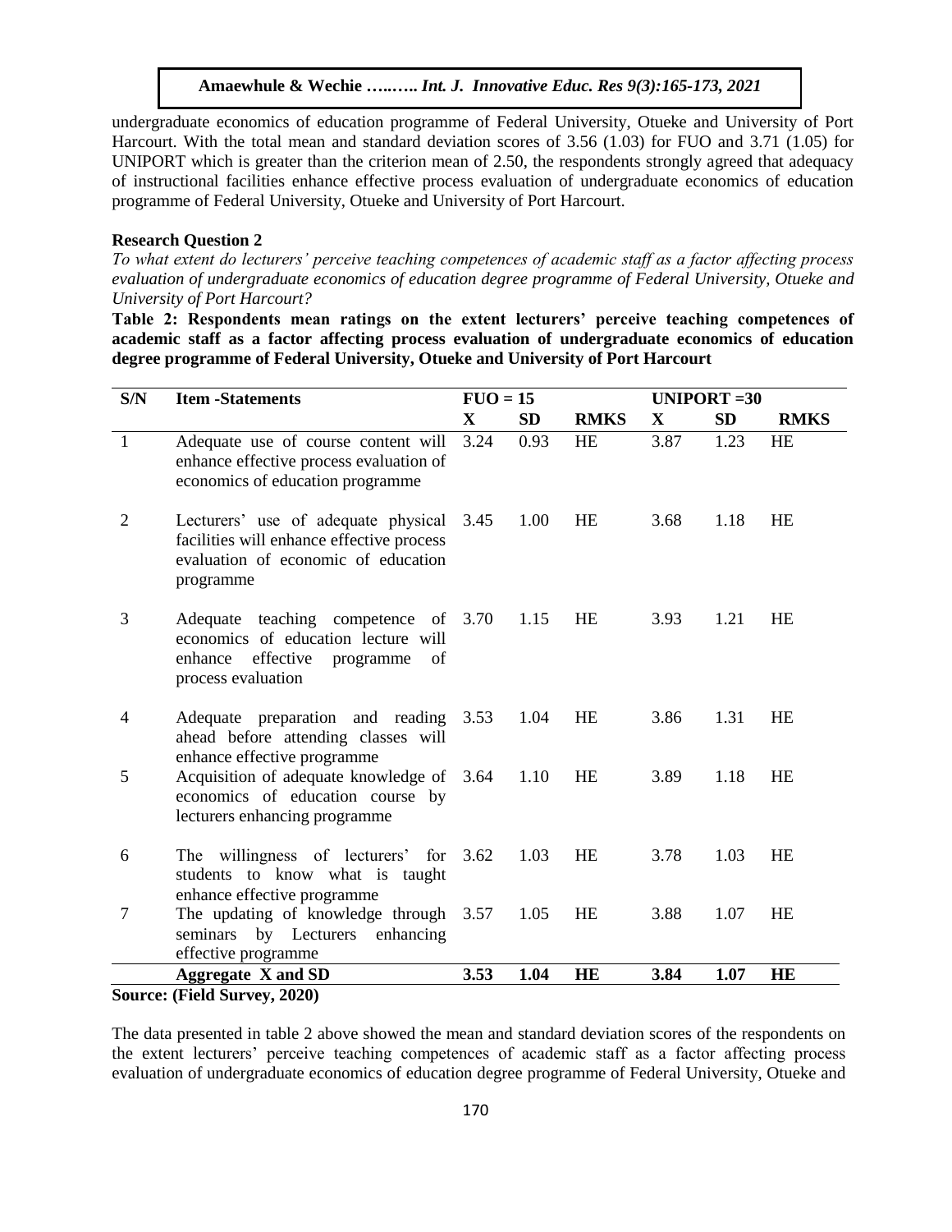undergraduate economics of education programme of Federal University, Otueke and University of Port Harcourt. With the total mean and standard deviation scores of 3.56 (1.03) for FUO and 3.71 (1.05) for UNIPORT which is greater than the criterion mean of 2.50, the respondents strongly agreed that adequacy of instructional facilities enhance effective process evaluation of undergraduate economics of education programme of Federal University, Otueke and University of Port Harcourt.

**Research Question 2**

*To what extent do lecturers' perceive teaching competences of academic staff as a factor affecting process evaluation of undergraduate economics of education degree programme of Federal University, Otueke and University of Port Harcourt?*

**Table 2: Respondents mean ratings on the extent lecturers' perceive teaching competences of academic staff as a factor affecting process evaluation of undergraduate economics of education degree programme of Federal University, Otueke and University of Port Harcourt**

| S/N | Item -Statements | FUO = 15 | | | UNIPORT =30 | | |
|---|---|---|---|---|---|---|---|
| | | **X** | **SD** | **RMKS** | **X** | **SD** | **RMKS** |
| 1 | Adequate use of course content will enhance effective process evaluation of economics of education programme | 3.24 | 0.93 | HE | 3.87 | 1.23 | HE |
| 2 | Lecturers' use of adequate physical facilities will enhance effective process evaluation of economic of education programme | 3.45 | 1.00 | HE | 3.68 | 1.18 | HE |
| 3 | Adequate teaching competence of economics of education lecture will enhance effective programme of process evaluation | 3.70 | 1.15 | HE | 3.93 | 1.21 | HE |
| 4 | Adequate preparation and reading ahead before attending classes will enhance effective programme | 3.53 | 1.04 | HE | 3.86 | 1.31 | HE |
| 5 | Acquisition of adequate knowledge of economics of education course by lecturers enhancing programme | 3.64 | 1.10 | HE | 3.89 | 1.18 | HE |
| 6 | The willingness of lecturers' for students to know what is taught enhance effective programme | 3.62 | 1.03 | HE | 3.78 | 1.03 | HE |
| 7 | The updating of knowledge through seminars by Lecturers enhancing effective programme | 3.57 | 1.05 | HE | 3.88 | 1.07 | HE |
| | **Aggregate X and SD** | **3.53** | **1.04** | **HE** | **3.84** | **1.07** | **HE** |

**Source: (Field Survey, 2020)**

The data presented in table 2 above showed the mean and standard deviation scores of the respondents on the extent lecturers' perceive teaching competences of academic staff as a factor affecting process evaluation of undergraduate economics of education degree programme of Federal University, Otueke and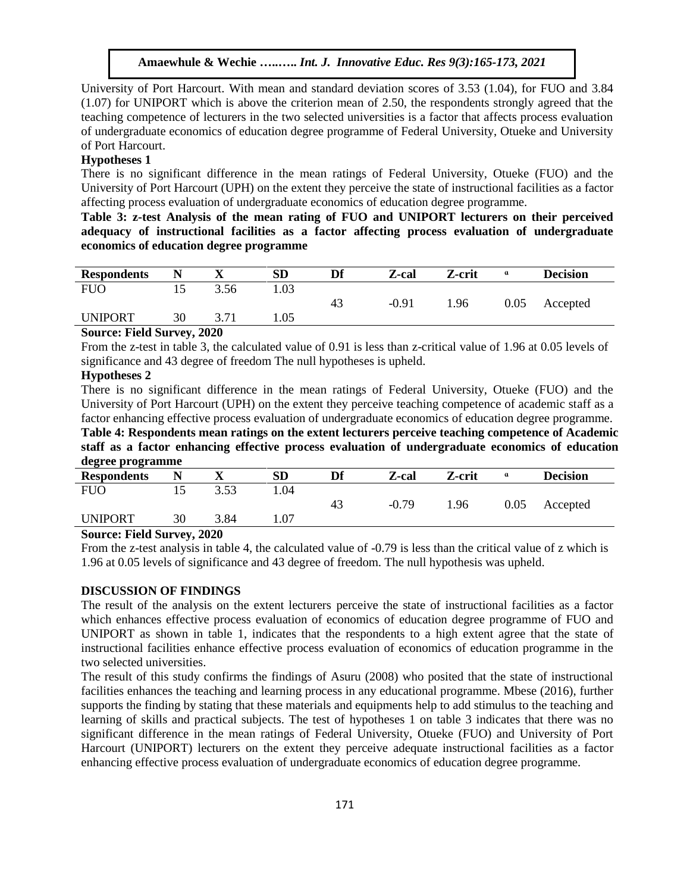University of Port Harcourt. With mean and standard deviation scores of 3.53 (1.04), for FUO and 3.84 (1.07) for UNIPORT which is above the criterion mean of 2.50, the respondents strongly agreed that the teaching competence of lecturers in the two selected universities is a factor that affects process evaluation of undergraduate economics of education degree programme of Federal University, Otueke and University of Port Harcourt.

**Hypotheses 1**

There is no significant difference in the mean ratings of Federal University, Otueke (FUO) and the University of Port Harcourt (UPH) on the extent they perceive the state of instructional facilities as a factor affecting process evaluation of undergraduate economics of education degree programme.

**Table 3: z-test Analysis of the mean rating of FUO and UNIPORT lecturers on their perceived adequacy of instructional facilities as a factor affecting process evaluation of undergraduate economics of education degree programme**

| Respondents | N | X | SD | Df | Z-cal | Z-crit | α | Decision |
|---|---|---|---|---|---|---|---|---|
| FUO | 15 | 3.56 | 1.03 | | | | | |
| | | | | 43 | -0.91 | 1.96 | 0.05 | Accepted |
| UNIPORT | 30 | 3.71 | 1.05 | | | | | |

**Source: Field Survey, 2020**

From the z-test in table 3, the calculated value of 0.91 is less than z-critical value of 1.96 at 0.05 levels of significance and 43 degree of freedom The null hypotheses is upheld.

**Hypotheses 2**

There is no significant difference in the mean ratings of Federal University, Otueke (FUO) and the University of Port Harcourt (UPH) on the extent they perceive teaching competence of academic staff as a factor enhancing effective process evaluation of undergraduate economics of education degree programme.

**Table 4: Respondents mean ratings on the extent lecturers perceive teaching competence of Academic staff as a factor enhancing effective process evaluation of undergraduate economics of education degree programme**

| Respondents | N | X | SD | Df | Z-cal | Z-crit | α | Decision |
|---|---|---|---|---|---|---|---|---|
| FUO | 15 | 3.53 | 1.04 | | | | | |
| | | | | 43 | -0.79 | 1.96 | 0.05 | Accepted |
| UNIPORT | 30 | 3.84 | 1.07 | | | | | |

**Source: Field Survey, 2020**

From the z-test analysis in table 4, the calculated value of -0.79 is less than the critical value of z which is 1.96 at 0.05 levels of significance and 43 degree of freedom. The null hypothesis was upheld.

## DISCUSSION OF FINDINGS

The result of the analysis on the extent lecturers perceive the state of instructional facilities as a factor which enhances effective process evaluation of economics of education degree programme of FUO and UNIPORT as shown in table 1, indicates that the respondents to a high extent agree that the state of instructional facilities enhance effective process evaluation of economics of education programme in the two selected universities.

The result of this study confirms the findings of Asuru (2008) who posited that the state of instructional facilities enhances the teaching and learning process in any educational programme. Mbese (2016), further supports the finding by stating that these materials and equipments help to add stimulus to the teaching and learning of skills and practical subjects. The test of hypotheses 1 on table 3 indicates that there was no significant difference in the mean ratings of Federal University, Otueke (FUO) and University of Port Harcourt (UNIPORT) lecturers on the extent they perceive adequate instructional facilities as a factor enhancing effective process evaluation of undergraduate economics of education degree programme.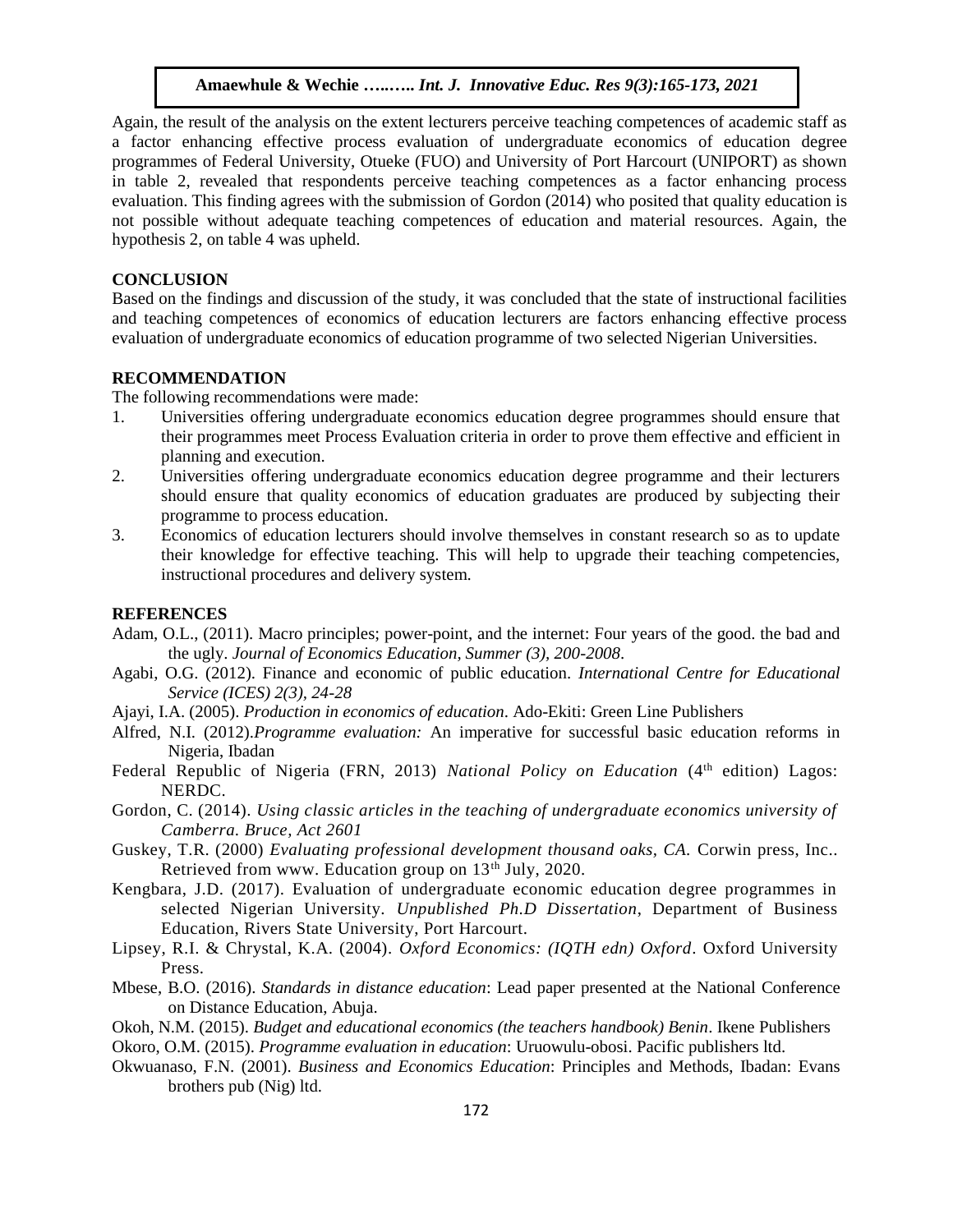Again, the result of the analysis on the extent lecturers perceive teaching competences of academic staff as a factor enhancing effective process evaluation of undergraduate economics of education degree programmes of Federal University, Otueke (FUO) and University of Port Harcourt (UNIPORT) as shown in table 2, revealed that respondents perceive teaching competences as a factor enhancing process evaluation. This finding agrees with the submission of Gordon (2014) who posited that quality education is not possible without adequate teaching competences of education and material resources. Again, the hypothesis 2, on table 4 was upheld.

## CONCLUSION

Based on the findings and discussion of the study, it was concluded that the state of instructional facilities and teaching competences of economics of education lecturers are factors enhancing effective process evaluation of undergraduate economics of education programme of two selected Nigerian Universities.

## RECOMMENDATION

The following recommendations were made:

1. Universities offering undergraduate economics education degree programmes should ensure that their programmes meet Process Evaluation criteria in order to prove them effective and efficient in planning and execution.
2. Universities offering undergraduate economics education degree programme and their lecturers should ensure that quality economics of education graduates are produced by subjecting their programme to process education.
3. Economics of education lecturers should involve themselves in constant research so as to update their knowledge for effective teaching. This will help to upgrade their teaching competencies, instructional procedures and delivery system.

## REFERENCES

Adam, O.L., (2011). Macro principles; power-point, and the internet: Four years of the good. the bad and the ugly. *Journal of Economics Education, Summer (3), 200-2008*.

Agabi, O.G. (2012). Finance and economic of public education. *International Centre for Educational Service (ICES) 2(3), 24-28*

Ajayi, I.A. (2005). *Production in economics of education*. Ado-Ekiti: Green Line Publishers

Alfred, N.I. (2012).*Programme evaluation:* An imperative for successful basic education reforms in Nigeria, Ibadan

Federal Republic of Nigeria (FRN, 2013) *National Policy on Education* (4th edition) Lagos: NERDC.

Gordon, C. (2014). *Using classic articles in the teaching of undergraduate economics university of Camberra. Bruce, Act 2601*

Guskey, T.R. (2000) *Evaluating professional development thousand oaks, CA.* Corwin press, Inc.. Retrieved from www. Education group on 13th July, 2020.

Kengbara, J.D. (2017). Evaluation of undergraduate economic education degree programmes in selected Nigerian University. *Unpublished Ph.D Dissertation*, Department of Business Education, Rivers State University, Port Harcourt.

Lipsey, R.I. & Chrystal, K.A. (2004). *Oxford Economics: (IQTH edn) Oxford*. Oxford University Press.

Mbese, B.O. (2016). *Standards in distance education*: Lead paper presented at the National Conference on Distance Education, Abuja.

Okoh, N.M. (2015). *Budget and educational economics (the teachers handbook) Benin*. Ikene Publishers

Okoro, O.M. (2015). *Programme evaluation in education*: Uruowulu-obosi. Pacific publishers ltd.

Okwuanaso, F.N. (2001). *Business and Economics Education*: Principles and Methods, Ibadan: Evans brothers pub (Nig) ltd.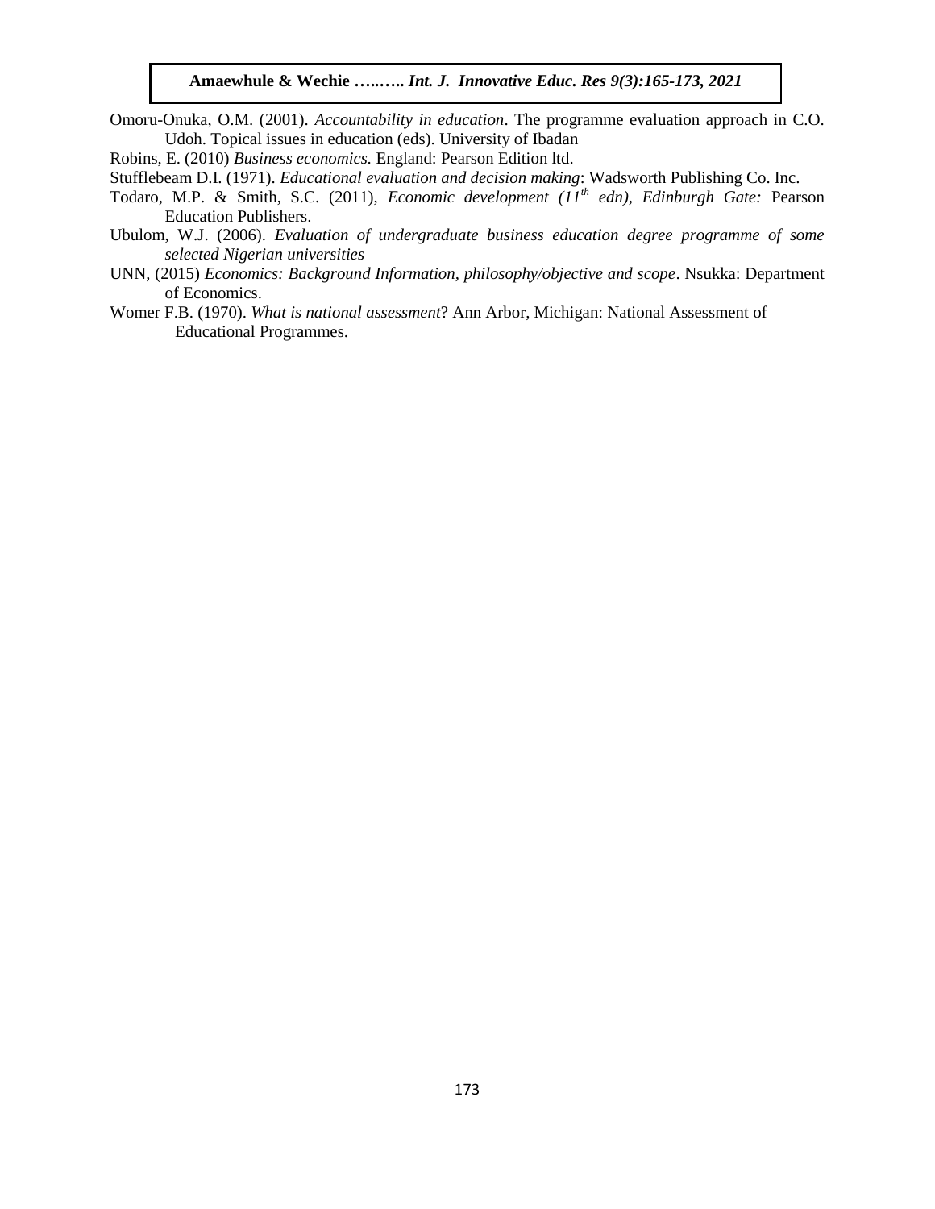Omoru-Onuka, O.M. (2001). *Accountability in education*. The programme evaluation approach in C.O. Udoh. Topical issues in education (eds). University of Ibadan

Robins, E. (2010) *Business economics.* England: Pearson Edition ltd.

Stufflebeam D.I. (1971). *Educational evaluation and decision making*: Wadsworth Publishing Co. Inc.

Todaro, M.P. & Smith, S.C. (2011), *Economic development (11th edn), Edinburgh Gate:* Pearson Education Publishers.

Ubulom, W.J. (2006). *Evaluation of undergraduate business education degree programme of some selected Nigerian universities*

UNN, (2015) *Economics: Background Information, philosophy/objective and scope*. Nsukka: Department of Economics.

Womer F.B. (1970). *What is national assessment*? Ann Arbor, Michigan: National Assessment of Educational Programmes.